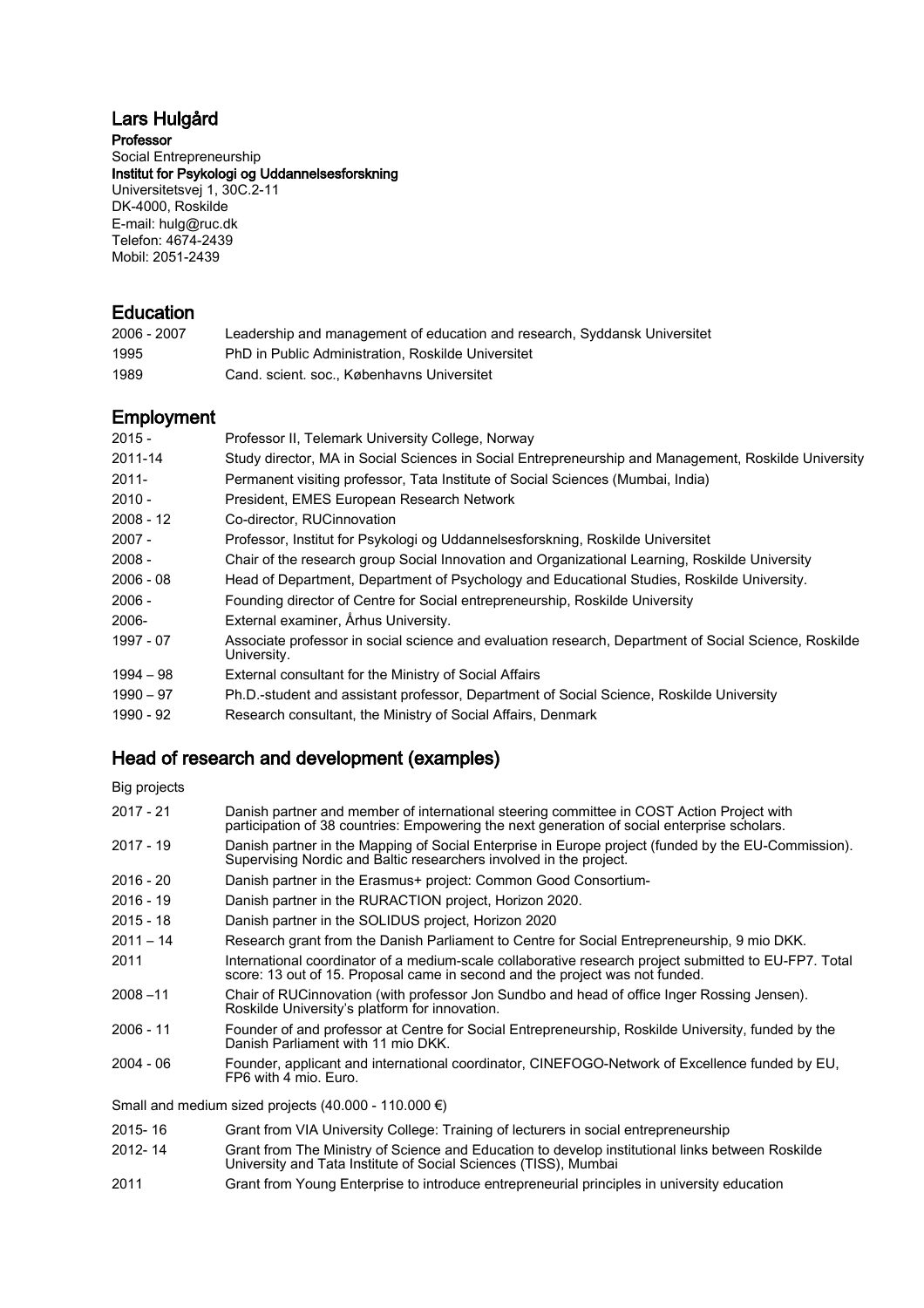# Lars Hulgård

**Professor**
Social Entrepreneurship
**Institut for Psykologi og Uddannelsesforskning**
Universitetsvej 1, 30C.2-11
DK-4000, Roskilde
E-mail: hulg@ruc.dk
Telefon: 4674-2439
Mobil: 2051-2439

## Education

| | |
|---|---|
| 2006 - 2007 | Leadership and management of education and research, Syddansk Universitet |
| 1995 | PhD in Public Administration, Roskilde Universitet |
| 1989 | Cand. scient. soc., Københavns Universitet |

## Employment

| | |
|---|---|
| 2015 - | Professor II, Telemark University College, Norway |
| 2011-14 | Study director, MA in Social Sciences in Social Entrepreneurship and Management, Roskilde University |
| 2011- | Permanent visiting professor, Tata Institute of Social Sciences (Mumbai, India) |
| 2010 - | President, EMES European Research Network |
| 2008 - 12 | Co-director, RUCinnovation |
| 2007 - | Professor, Institut for Psykologi og Uddannelsesforskning, Roskilde Universitet |
| 2008 - | Chair of the research group Social Innovation and Organizational Learning, Roskilde University |
| 2006 - 08 | Head of Department, Department of Psychology and Educational Studies, Roskilde University. |
| 2006 - | Founding director of Centre for Social entrepreneurship, Roskilde University |
| 2006- | External examiner, Århus University. |
| 1997 - 07 | Associate professor in social science and evaluation research, Department of Social Science, Roskilde University. |
| 1994 – 98 | External consultant for the Ministry of Social Affairs |
| 1990 – 97 | Ph.D.-student and assistant professor, Department of Social Science, Roskilde University |
| 1990 - 92 | Research consultant, the Ministry of Social Affairs, Denmark |

## Head of research and development (examples)

Big projects

| | |
|---|---|
| 2017 - 21 | Danish partner and member of international steering committee in COST Action Project with participation of 38 countries: Empowering the next generation of social enterprise scholars. |
| 2017 - 19 | Danish partner in the Mapping of Social Enterprise in Europe project (funded by the EU-Commission). Supervising Nordic and Baltic researchers involved in the project. |
| 2016 - 20 | Danish partner in the Erasmus+ project: Common Good Consortium- |
| 2016 - 19 | Danish partner in the RURACTION project, Horizon 2020. |
| 2015 - 18 | Danish partner in the SOLIDUS project, Horizon 2020 |
| 2011 – 14 | Research grant from the Danish Parliament to Centre for Social Entrepreneurship, 9 mio DKK. |
| 2011 | International coordinator of a medium-scale collaborative research project submitted to EU-FP7. Total score: 13 out of 15. Proposal came in second and the project was not funded. |
| 2008 –11 | Chair of RUCinnovation (with professor Jon Sundbo and head of office Inger Rossing Jensen). Roskilde University's platform for innovation. |
| 2006 - 11 | Founder of and professor at Centre for Social Entrepreneurship, Roskilde University, funded by the Danish Parliament with 11 mio DKK. |
| 2004 - 06 | Founder, applicant and international coordinator, CINEFOGO-Network of Excellence funded by EU, FP6 with 4 mio. Euro. |

Small and medium sized projects (40.000 - 110.000 €)

| | |
|---|---|
| 2015- 16 | Grant from VIA University College: Training of lecturers in social entrepreneurship |
| 2012- 14 | Grant from The Ministry of Science and Education to develop institutional links between Roskilde University and Tata Institute of Social Sciences (TISS), Mumbai |
| 2011 | Grant from Young Enterprise to introduce entrepreneurial principles in university education |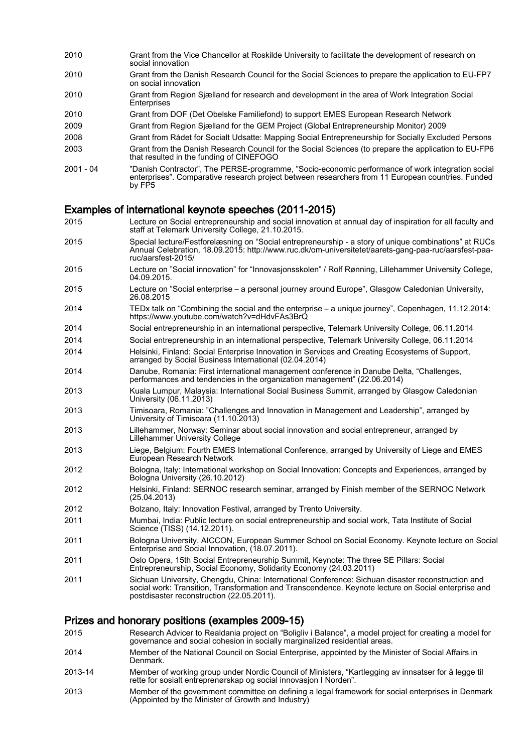| | |
|---|---|
| 2010 | Grant from the Vice Chancellor at Roskilde University to facilitate the development of research on social innovation |
| 2010 | Grant from the Danish Research Council for the Social Sciences to prepare the application to EU-FP7 on social innovation |
| 2010 | Grant from Region Sjælland for research and development in the area of Work Integration Social Enterprises |
| 2010 | Grant from DOF (Det Obelske Familiefond) to support EMES European Research Network |
| 2009 | Grant from Region Sjælland for the GEM Project (Global Entrepreneurship Monitor) 2009 |
| 2008 | Grant from Rådet for Socialt Udsatte: Mapping Social Entrepreneurship for Socially Excluded Persons |
| 2003 | Grant from the Danish Research Council for the Social Sciences (to prepare the application to EU-FP6 that resulted in the funding of CINEFOGO |
| 2001 - 04 | "Danish Contractor", The PERSE-programme, "Socio-economic performance of work integration social enterprises". Comparative research project between researchers from 11 European countries. Funded by FP5 |

## Examples of international keynote speeches (2011-2015)

| | |
|---|---|
| 2015 | Lecture on Social entrepreneurship and social innovation at annual day of inspiration for all faculty and staff at Telemark University College, 21.10.2015. |
| 2015 | Special lecture/Festforelæsning on "Social entrepreneurship - a story of unique combinations" at RUCs Annual Celebration, 18.09.2015: http://www.ruc.dk/om-universitetet/aarets-gang-paa-ruc/aarsfest-paa-ruc/aarsfest-2015/ |
| 2015 | Lecture on "Social innovation" for "Innovasjonsskolen" / Rolf Rønning, Lillehammer University College, 04.09.2015. |
| 2015 | Lecture on "Social enterprise – a personal journey around Europe", Glasgow Caledonian University, 26.08.2015 |
| 2014 | TEDx talk on "Combining the social and the enterprise – a unique journey", Copenhagen, 11.12.2014: https://www.youtube.com/watch?v=dHdvFAs3BrQ |
| 2014 | Social entrepreneurship in an international perspective, Telemark University College, 06.11.2014 |
| 2014 | Social entrepreneurship in an international perspective, Telemark University College, 06.11.2014 |
| 2014 | Helsinki, Finland: Social Enterprise Innovation in Services and Creating Ecosystems of Support, arranged by Social Business International (02.04.2014) |
| 2014 | Danube, Romania: First international management conference in Danube Delta, "Challenges, performances and tendencies in the organization management" (22.06.2014) |
| 2013 | Kuala Lumpur, Malaysia: International Social Business Summit, arranged by Glasgow Caledonian University (06.11.2013) |
| 2013 | Timisoara, Romania: "Challenges and Innovation in Management and Leadership", arranged by University of Timisoara (11.10.2013) |
| 2013 | Lillehammer, Norway: Seminar about social innovation and social entrepreneur, arranged by Lillehammer University College |
| 2013 | Liege, Belgium: Fourth EMES International Conference, arranged by University of Liege and EMES European Research Network |
| 2012 | Bologna, Italy: International workshop on Social Innovation: Concepts and Experiences, arranged by Bologna University (26.10.2012) |
| 2012 | Helsinki, Finland: SERNOC research seminar, arranged by Finish member of the SERNOC Network (25.04.2013) |
| 2012 | Bolzano, Italy: Innovation Festival, arranged by Trento University. |
| 2011 | Mumbai, India: Public lecture on social entrepreneurship and social work, Tata Institute of Social Science (TISS) (14.12.2011). |
| 2011 | Bologna University, AICCON, European Summer School on Social Economy. Keynote lecture on Social Enterprise and Social Innovation, (18.07.2011). |
| 2011 | Oslo Opera, 15th Social Entrepreneurship Summit, Keynote: The three SE Pillars: Social Entrepreneurship, Social Economy, Solidarity Economy (24.03.2011) |
| 2011 | Sichuan University, Chengdu, China: International Conference: Sichuan disaster reconstruction and social work: Transition, Transformation and Transcendence. Keynote lecture on Social enterprise and postdisaster reconstruction (22.05.2011). |

## Prizes and honorary positions (examples 2009-15)

| | |
|---|---|
| 2015 | Research Advicer to Realdania project on "Boligliv i Balance", a model project for creating a model for governance and social cohesion in socially marginalized residential areas. |
| 2014 | Member of the National Council on Social Enterprise, appointed by the Minister of Social Affairs in Denmark. |
| 2013-14 | Member of working group under Nordic Council of Ministers, "Kartlegging av innsatser for å legge til rette for sosialt entreprenørskap og social innovasjon I Norden". |
| 2013 | Member of the government committee on defining a legal framework for social enterprises in Denmark (Appointed by the Minister of Growth and Industry) |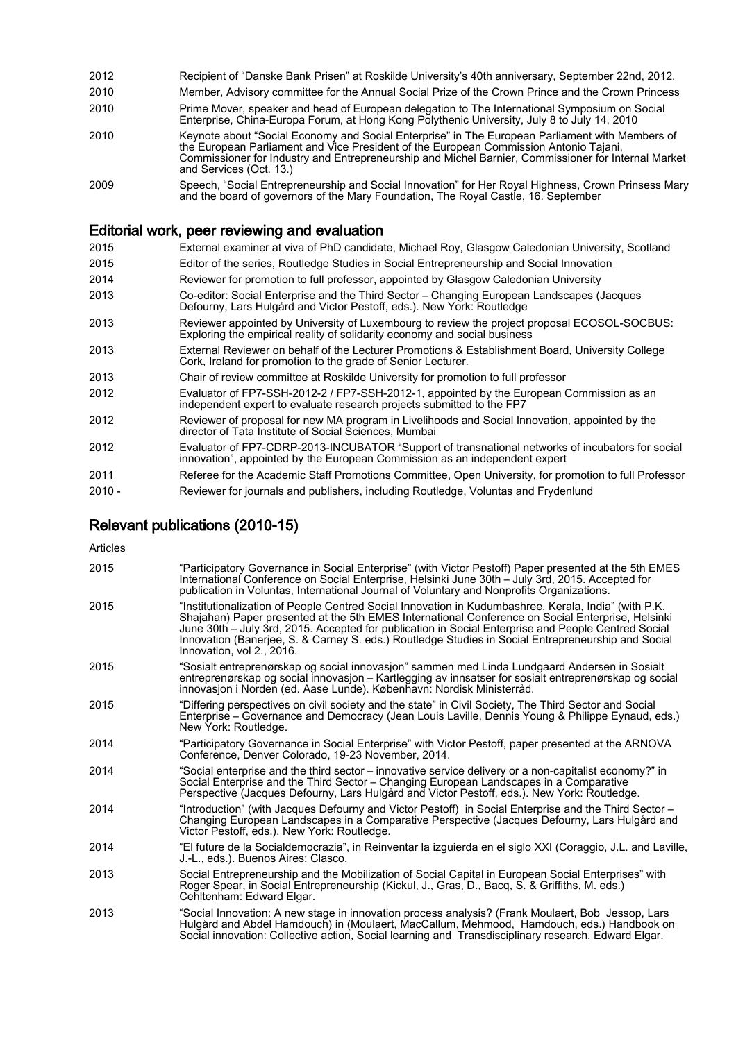| | |
|---|---|
| 2012 | Recipient of "Danske Bank Prisen" at Roskilde University's 40th anniversary, September 22nd, 2012. |
| 2010 | Member, Advisory committee for the Annual Social Prize of the Crown Prince and the Crown Princess |
| 2010 | Prime Mover, speaker and head of European delegation to The International Symposium on Social Enterprise, China-Europa Forum, at Hong Kong Polythenic University, July 8 to July 14, 2010 |
| 2010 | Keynote about "Social Economy and Social Enterprise" in The European Parliament with Members of the European Parliament and Vice President of the European Commission Antonio Tajani, Commissioner for Industry and Entrepreneurship and Michel Barnier, Commissioner for Internal Market and Services (Oct. 13.) |
| 2009 | Speech, "Social Entrepreneurship and Social Innovation" for Her Royal Highness, Crown Prinsess Mary and the board of governors of the Mary Foundation, The Royal Castle, 16. September |

## Editorial work, peer reviewing and evaluation

| | |
|---|---|
| 2015 | External examiner at viva of PhD candidate, Michael Roy, Glasgow Caledonian University, Scotland |
| 2015 | Editor of the series, Routledge Studies in Social Entrepreneurship and Social Innovation |
| 2014 | Reviewer for promotion to full professor, appointed by Glasgow Caledonian University |
| 2013 | Co-editor: Social Enterprise and the Third Sector – Changing European Landscapes (Jacques Defourny, Lars Hulgård and Victor Pestoff, eds.). New York: Routledge |
| 2013 | Reviewer appointed by University of Luxembourg to review the project proposal ECOSOL-SOCBUS: Exploring the empirical reality of solidarity economy and social business |
| 2013 | External Reviewer on behalf of the Lecturer Promotions & Establishment Board, University College Cork, Ireland for promotion to the grade of Senior Lecturer. |
| 2013 | Chair of review committee at Roskilde University for promotion to full professor |
| 2012 | Evaluator of FP7-SSH-2012-2 / FP7-SSH-2012-1, appointed by the European Commission as an independent expert to evaluate research projects submitted to the FP7 |
| 2012 | Reviewer of proposal for new MA program in Livelihoods and Social Innovation, appointed by the director of Tata Institute of Social Sciences, Mumbai |
| 2012 | Evaluator of FP7-CDRP-2013-INCUBATOR "Support of transnational networks of incubators for social innovation", appointed by the European Commission as an independent expert |
| 2011 | Referee for the Academic Staff Promotions Committee, Open University, for promotion to full Professor |
| 2010 - | Reviewer for journals and publishers, including Routledge, Voluntas and Frydenlund |

## Relevant publications (2010-15)

Articles

| | |
|---|---|
| 2015 | "Participatory Governance in Social Enterprise" (with Victor Pestoff) Paper presented at the 5th EMES International Conference on Social Enterprise, Helsinki June 30th – July 3rd, 2015. Accepted for publication in Voluntas, International Journal of Voluntary and Nonprofits Organizations. |
| 2015 | "Institutionalization of People Centred Social Innovation in Kudumbashree, Kerala, India" (with P.K. Shajahan) Paper presented at the 5th EMES International Conference on Social Enterprise, Helsinki June 30th – July 3rd, 2015. Accepted for publication in Social Enterprise and People Centred Social Innovation (Banerjee, S. & Carney S. eds.) Routledge Studies in Social Entrepreneurship and Social Innovation, vol 2., 2016. |
| 2015 | "Sosialt entreprenørskap og social innovasjon" sammen med Linda Lundgaard Andersen in Sosialt entreprenørskap og social innovasjon – Kartlegging av innsatser for sosialt entreprenørskap og social innovasjon i Norden (ed. Aase Lunde). København: Nordisk Ministerråd. |
| 2015 | "Differing perspectives on civil society and the state" in Civil Society, The Third Sector and Social Enterprise – Governance and Democracy (Jean Louis Laville, Dennis Young & Philippe Eynaud, eds.) New York: Routledge. |
| 2014 | "Participatory Governance in Social Enterprise" with Victor Pestoff, paper presented at the ARNOVA Conference, Denver Colorado, 19-23 November, 2014. |
| 2014 | "Social enterprise and the third sector – innovative service delivery or a non-capitalist economy?" in Social Enterprise and the Third Sector – Changing European Landscapes in a Comparative Perspective (Jacques Defourny, Lars Hulgård and Victor Pestoff, eds.). New York: Routledge. |
| 2014 | "Introduction" (with Jacques Defourny and Victor Pestoff) in Social Enterprise and the Third Sector – Changing European Landscapes in a Comparative Perspective (Jacques Defourny, Lars Hulgård and Victor Pestoff, eds.). New York: Routledge. |
| 2014 | "El future de la Socialdemocrazia", in Reinventar la izguierda en el siglo XXI (Coraggio, J.L. and Laville, J.-L., eds.). Buenos Aires: Clasco. |
| 2013 | Social Entrepreneurship and the Mobilization of Social Capital in European Social Enterprises" with Roger Spear, in Social Entrepreneurship (Kickul, J., Gras, D., Bacq, S. & Griffiths, M. eds.) Cehltenham: Edward Elgar. |
| 2013 | "Social Innovation: A new stage in innovation process analysis? (Frank Moulaert, Bob Jessop, Lars Hulgård and Abdel Hamdouch) in (Moulaert, MacCallum, Mehmood, Hamdouch, eds.) Handbook on Social innovation: Collective action, Social learning and Transdisciplinary research. Edward Elgar. |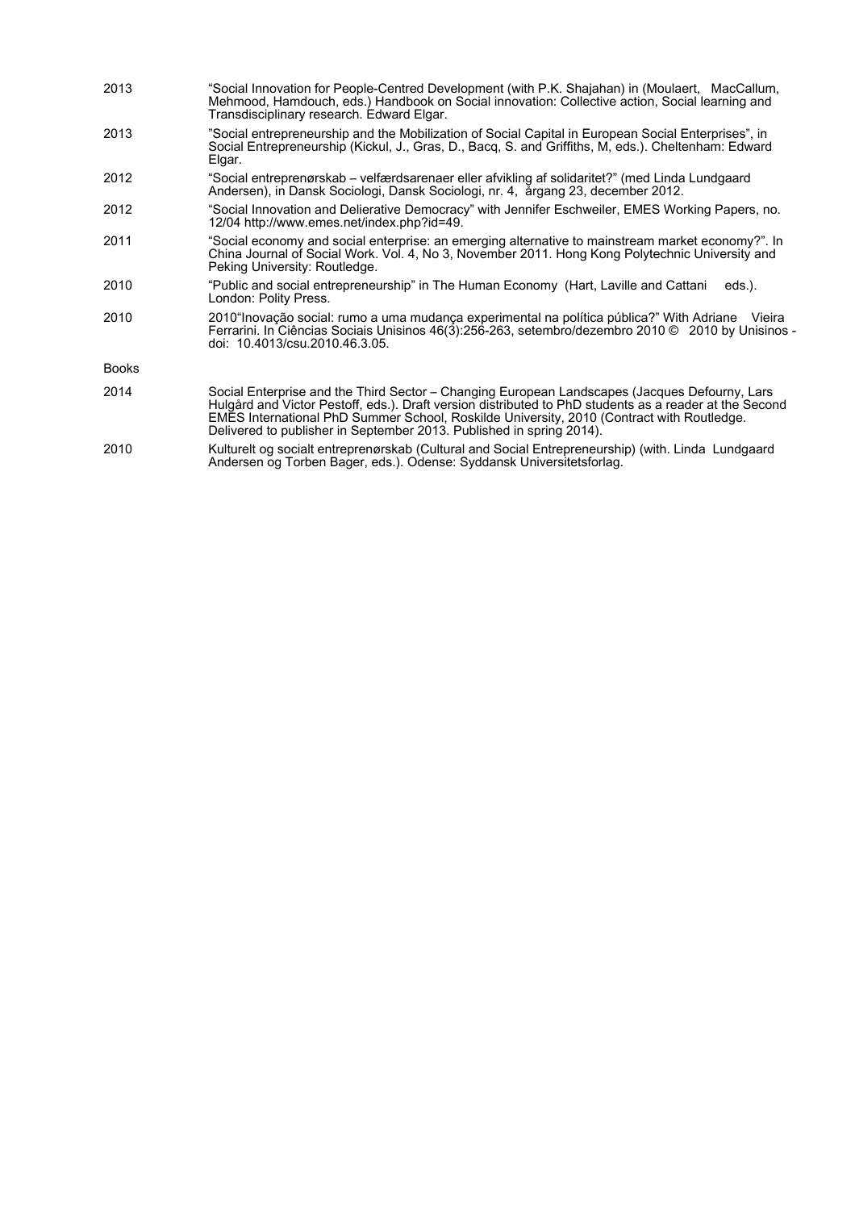2013 "Social Innovation for People-Centred Development (with P.K. Shajahan) in (Moulaert, MacCallum, Mehmood, Hamdouch, eds.) Handbook on Social innovation: Collective action, Social learning and Transdisciplinary research. Edward Elgar.

2013 "Social entrepreneurship and the Mobilization of Social Capital in European Social Enterprises", in Social Entrepreneurship (Kickul, J., Gras, D., Bacq, S. and Griffiths, M, eds.). Cheltenham: Edward Elgar.

2012 "Social entreprenørskab – velfærdsarenaer eller afvikling af solidaritet?" (med Linda Lundgaard Andersen), in Dansk Sociologi, Dansk Sociologi, nr. 4, årgang 23, december 2012.

2012 "Social Innovation and Delierative Democracy" with Jennifer Eschweiler, EMES Working Papers, no. 12/04 http://www.emes.net/index.php?id=49.

2011 "Social economy and social enterprise: an emerging alternative to mainstream market economy?". In China Journal of Social Work. Vol. 4, No 3, November 2011. Hong Kong Polytechnic University and Peking University: Routledge.

2010 "Public and social entrepreneurship" in The Human Economy (Hart, Laville and Cattani eds.). London: Polity Press.

2010 2010"Inovação social: rumo a uma mudança experimental na política pública?" With Adriane Vieira Ferrarini. In Ciências Sociais Unisinos 46(3):256-263, setembro/dezembro 2010 © 2010 by Unisinos - doi: 10.4013/csu.2010.46.3.05.

Books

2014 Social Enterprise and the Third Sector – Changing European Landscapes (Jacques Defourny, Lars Hulgård and Victor Pestoff, eds.). Draft version distributed to PhD students as a reader at the Second EMES International PhD Summer School, Roskilde University, 2010 (Contract with Routledge. Delivered to publisher in September 2013. Published in spring 2014).

2010 Kulturelt og socialt entreprenørskab (Cultural and Social Entrepreneurship) (with. Linda Lundgaard Andersen og Torben Bager, eds.). Odense: Syddansk Universitetsforlag.